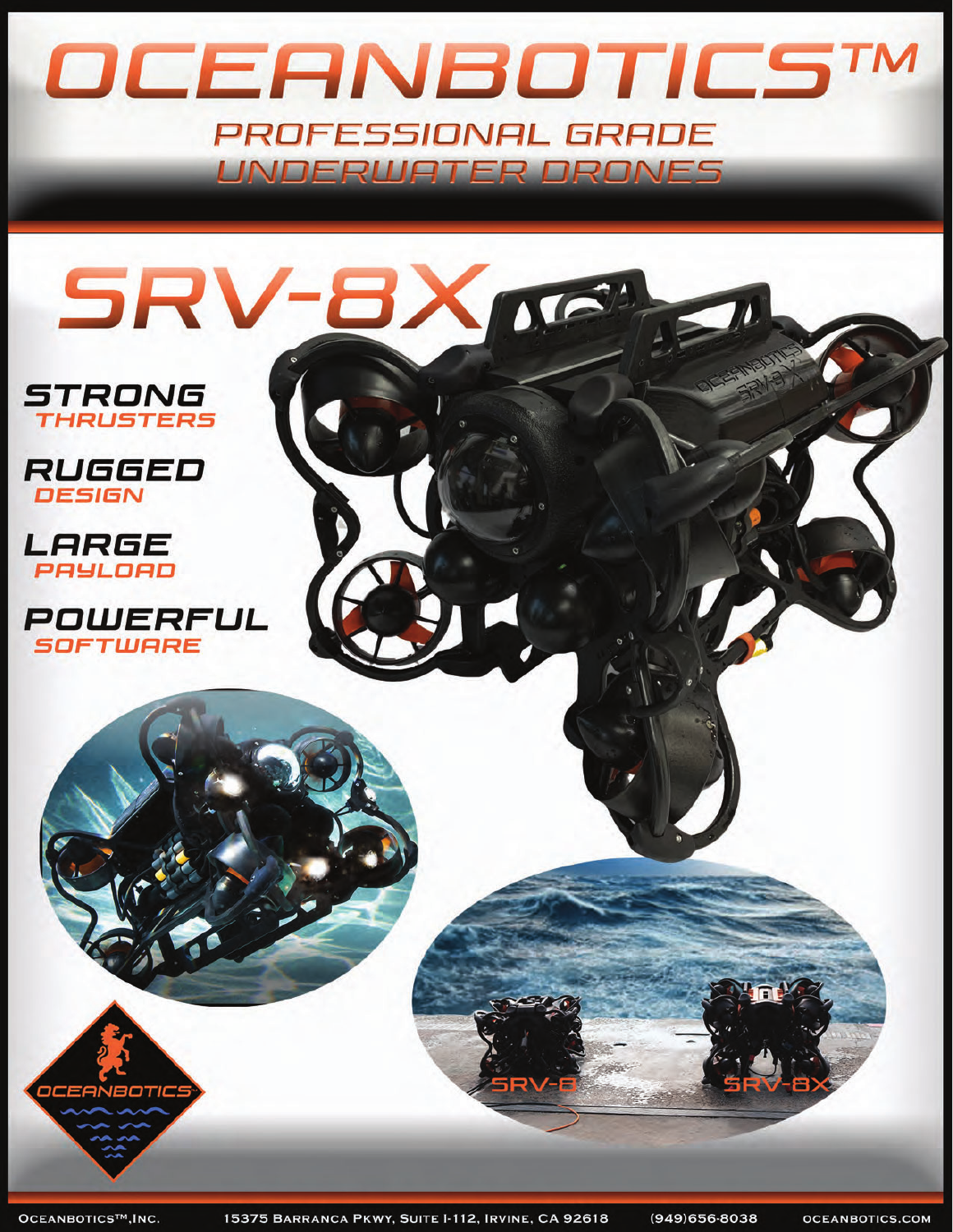# OCEANBOTICS™

## PROFESSIONAL GRADE UNDERWATER DRONES

# SRV-8X

**STRONG** THRUSTERS

**RUGGED** DESIGN

**LARGE** PAYLOAD

**POWERFUL** SOFTWARE

SRV-8

SRV-8X

OCEANBOTICS™, INC. 15375 BARRANCA PKWY, SUITE I-112, IRVINE, CA 92618 (949)656-8038 OCEANBOTICS.COM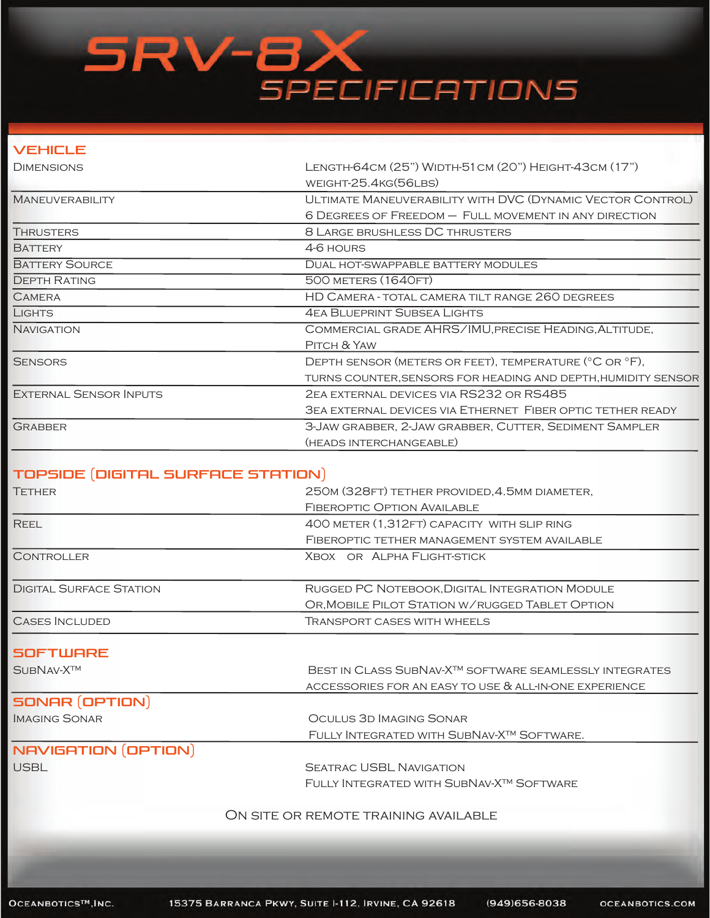# SRV-8X SPECIFICATIONS

## VEHICLE

| | |
|---|---|
| Dimensions | Length-64cm (25") Width-51cm (20") Height-43cm (17") weight-25.4kg(56lbs) |
| Maneuverability | Ultimate Maneuverability with DVC (Dynamic Vector Control) 6 Degrees of Freedom — Full movement in any direction |
| Thrusters | 8 Large brushless DC thrusters |
| Battery | 4-6 hours |
| Battery Source | Dual hot-swappable battery modules |
| Depth Rating | 500 meters (1640ft) |
| Camera | HD Camera - total camera tilt range 260 degrees |
| Lights | 4ea Blueprint Subsea Lights |
| Navigation | Commercial grade AHRS/IMU,precise Heading,Altitude, Pitch & Yaw |
| Sensors | Depth sensor (meters or feet), temperature (°C or °F), turns counter,sensors for heading and depth,humidity sensor |
| External Sensor Inputs | 2ea external devices via RS232 or RS485 3ea external devices via Ethernet Fiber optic tether ready |
| Grabber | 3-Jaw grabber, 2-Jaw grabber, Cutter, Sediment Sampler (heads interchangeable) |

## TOPSIDE (DIGITAL SURFACE STATION)

| | |
|---|---|
| Tether | 250m (328ft) tether provided,4.5mm diameter, Fiberoptic Option Available |
| Reel | 400 meter (1,312ft) capacity with slip ring Fiberoptic tether management system available |
| Controller | Xbox or Alpha Flight-stick |
| Digital Surface Station | Rugged PC Notebook,Digital Integration Module Or,Mobile Pilot Station w/rugged Tablet Option |
| Cases Included | Transport cases with wheels |

## SOFTWARE

| | |
|---|---|
| SubNav-X™ | Best in Class SubNav-X™ software seamlessly integrates accessories for an easy to use & all-in-one experience |

## SONAR (OPTION)

| | |
|---|---|
| Imaging Sonar | Oculus 3D Imaging Sonar Fully Integrated with SubNav-X™ Software. |

## NAVIGATION (OPTION)

| | |
|---|---|
| USBL | Seatrac USBL Navigation Fully Integrated with SubNav-X™ Software |

On site or remote training available

Oceanbotics™,Inc. 15375 Barranca Pkwy, Suite I-112, Irvine, CA 92618 (949)656-8038 oceanbotics.com